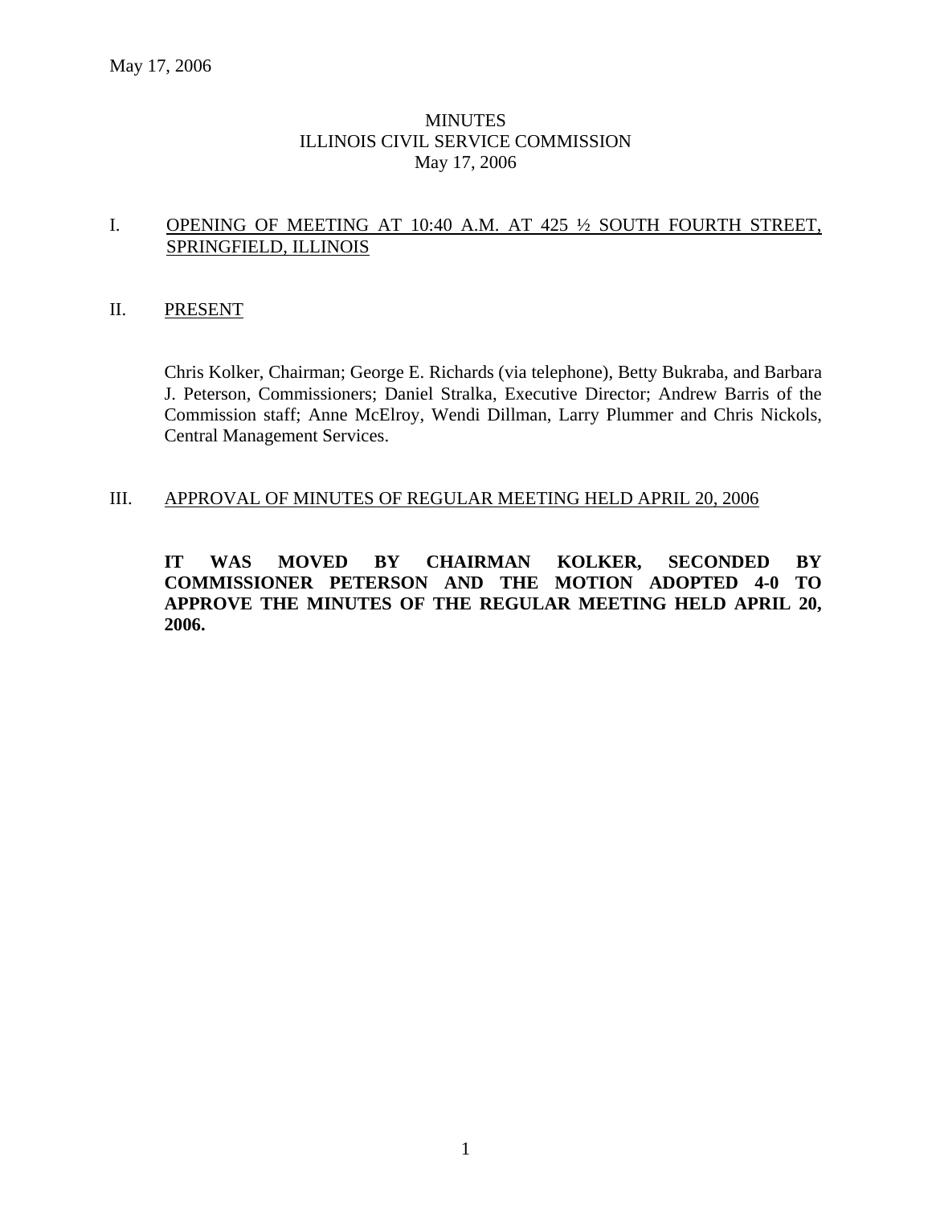May 17, 2006

# MINUTES
# ILLINOIS CIVIL SERVICE COMMISSION
# May 17, 2006

## I. OPENING OF MEETING AT 10:40 A.M. AT 425 ½ SOUTH FOURTH STREET, SPRINGFIELD, ILLINOIS

## II. PRESENT

Chris Kolker, Chairman; George E. Richards (via telephone), Betty Bukraba, and Barbara J. Peterson, Commissioners; Daniel Stralka, Executive Director; Andrew Barris of the Commission staff; Anne McElroy, Wendi Dillman, Larry Plummer and Chris Nickols, Central Management Services.

## III. APPROVAL OF MINUTES OF REGULAR MEETING HELD APRIL 20, 2006

**IT WAS MOVED BY CHAIRMAN KOLKER, SECONDED BY COMMISSIONER PETERSON AND THE MOTION ADOPTED 4-0 TO APPROVE THE MINUTES OF THE REGULAR MEETING HELD APRIL 20, 2006.**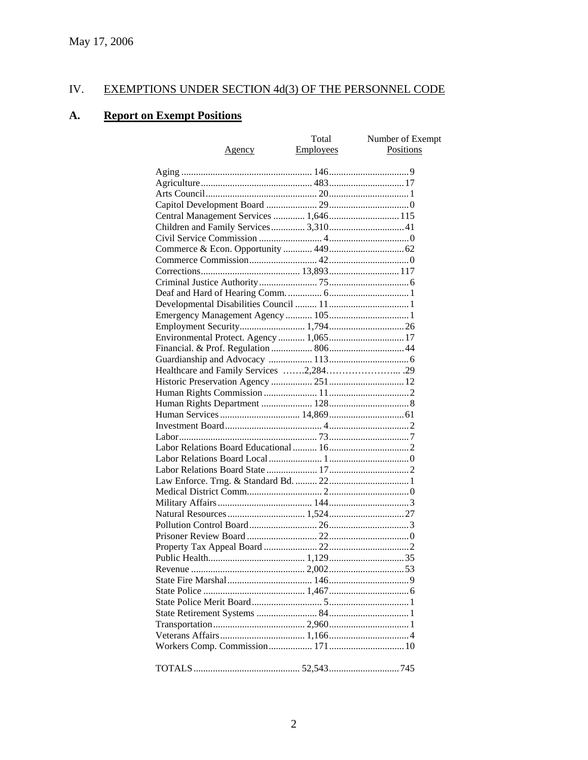May 17, 2006

## IV. EXEMPTIONS UNDER SECTION 4d(3) OF THE PERSONNEL CODE

### A. Report on Exempt Positions

| Agency | Total Employees | Number of Exempt Positions |
|---|---|---|
| Aging | 146 | 9 |
| Agriculture | 483 | 17 |
| Arts Council | 20 | 1 |
| Capitol Development Board | 29 | 0 |
| Central Management Services | 1,646 | 115 |
| Children and Family Services | 3,310 | 41 |
| Civil Service Commission | 4 | 0 |
| Commerce & Econ. Opportunity | 449 | 62 |
| Commerce Commission | 42 | 0 |
| Corrections | 13,893 | 117 |
| Criminal Justice Authority | 75 | 6 |
| Deaf and Hard of Hearing Comm. | 6 | 1 |
| Developmental Disabilities Council | 11 | 1 |
| Emergency Management Agency | 105 | 1 |
| Employment Security | 1,794 | 26 |
| Environmental Protect. Agency | 1,065 | 17 |
| Financial. & Prof. Regulation | 806 | 44 |
| Guardianship and Advocacy | 113 | 6 |
| Healthcare and Family Services | 2,284 | 29 |
| Historic Preservation Agency | 251 | 12 |
| Human Rights Commission | 11 | 2 |
| Human Rights Department | 128 | 8 |
| Human Services | 14,869 | 61 |
| Investment Board | 4 | 2 |
| Labor | 73 | 7 |
| Labor Relations Board Educational | 16 | 2 |
| Labor Relations Board Local | 1 | 0 |
| Labor Relations Board State | 17 | 2 |
| Law Enforce. Trng. & Standard Bd. | 22 | 1 |
| Medical District Comm. | 2 | 0 |
| Military Affairs | 144 | 3 |
| Natural Resources | 1,524 | 27 |
| Pollution Control Board | 26 | 3 |
| Prisoner Review Board | 22 | 0 |
| Property Tax Appeal Board | 22 | 2 |
| Public Health | 1,129 | 35 |
| Revenue | 2,002 | 53 |
| State Fire Marshal | 146 | 9 |
| State Police | 1,467 | 6 |
| State Police Merit Board | 5 | 1 |
| State Retirement Systems | 84 | 1 |
| Transportation | 2,960 | 1 |
| Veterans Affairs | 1,166 | 4 |
| Workers Comp. Commission | 171 | 10 |
| TOTALS | 52,543 | 745 |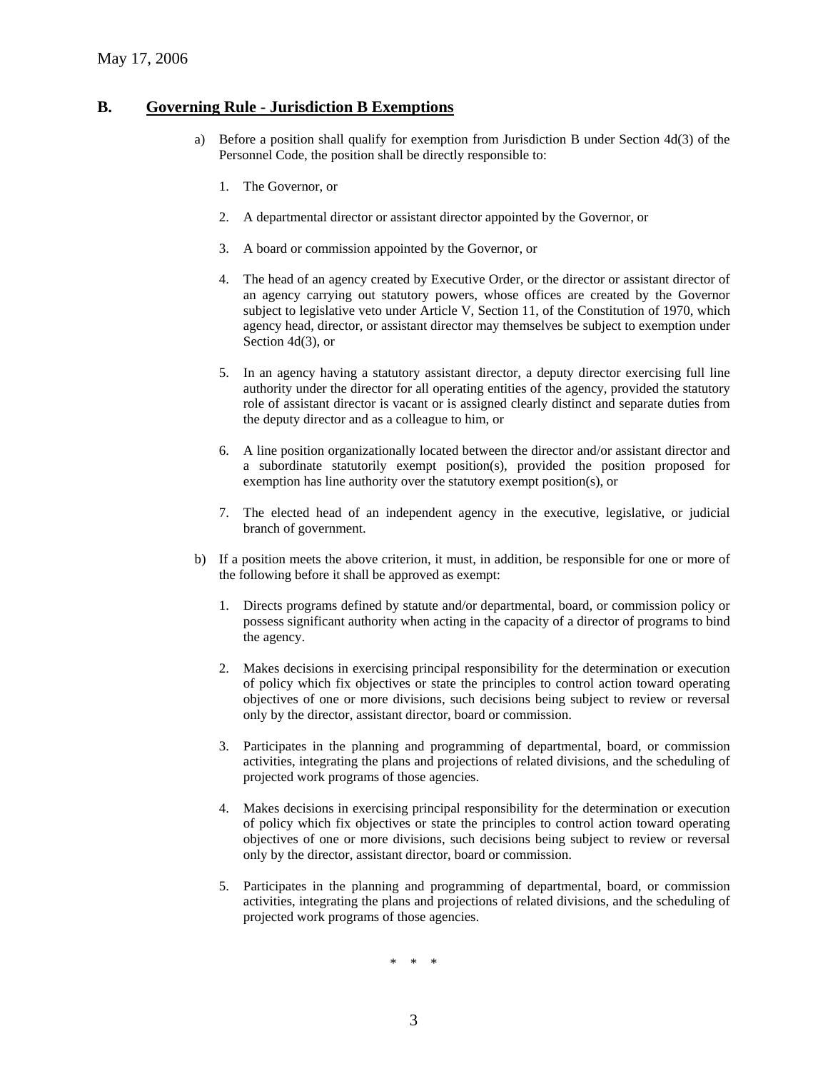May 17, 2006

## B. Governing Rule - Jurisdiction B Exemptions

a) Before a position shall qualify for exemption from Jurisdiction B under Section 4d(3) of the Personnel Code, the position shall be directly responsible to:

   1. The Governor, or

   2. A departmental director or assistant director appointed by the Governor, or

   3. A board or commission appointed by the Governor, or

   4. The head of an agency created by Executive Order, or the director or assistant director of an agency carrying out statutory powers, whose offices are created by the Governor subject to legislative veto under Article V, Section 11, of the Constitution of 1970, which agency head, director, or assistant director may themselves be subject to exemption under Section 4d(3), or

   5. In an agency having a statutory assistant director, a deputy director exercising full line authority under the director for all operating entities of the agency, provided the statutory role of assistant director is vacant or is assigned clearly distinct and separate duties from the deputy director and as a colleague to him, or

   6. A line position organizationally located between the director and/or assistant director and a subordinate statutorily exempt position(s), provided the position proposed for exemption has line authority over the statutory exempt position(s), or

   7. The elected head of an independent agency in the executive, legislative, or judicial branch of government.

b) If a position meets the above criterion, it must, in addition, be responsible for one or more of the following before it shall be approved as exempt:

   1. Directs programs defined by statute and/or departmental, board, or commission policy or possess significant authority when acting in the capacity of a director of programs to bind the agency.

   2. Makes decisions in exercising principal responsibility for the determination or execution of policy which fix objectives or state the principles to control action toward operating objectives of one or more divisions, such decisions being subject to review or reversal only by the director, assistant director, board or commission.

   3. Participates in the planning and programming of departmental, board, or commission activities, integrating the plans and projections of related divisions, and the scheduling of projected work programs of those agencies.

   4. Makes decisions in exercising principal responsibility for the determination or execution of policy which fix objectives or state the principles to control action toward operating objectives of one or more divisions, such decisions being subject to review or reversal only by the director, assistant director, board or commission.

   5. Participates in the planning and programming of departmental, board, or commission activities, integrating the plans and projections of related divisions, and the scheduling of projected work programs of those agencies.

\* \* \*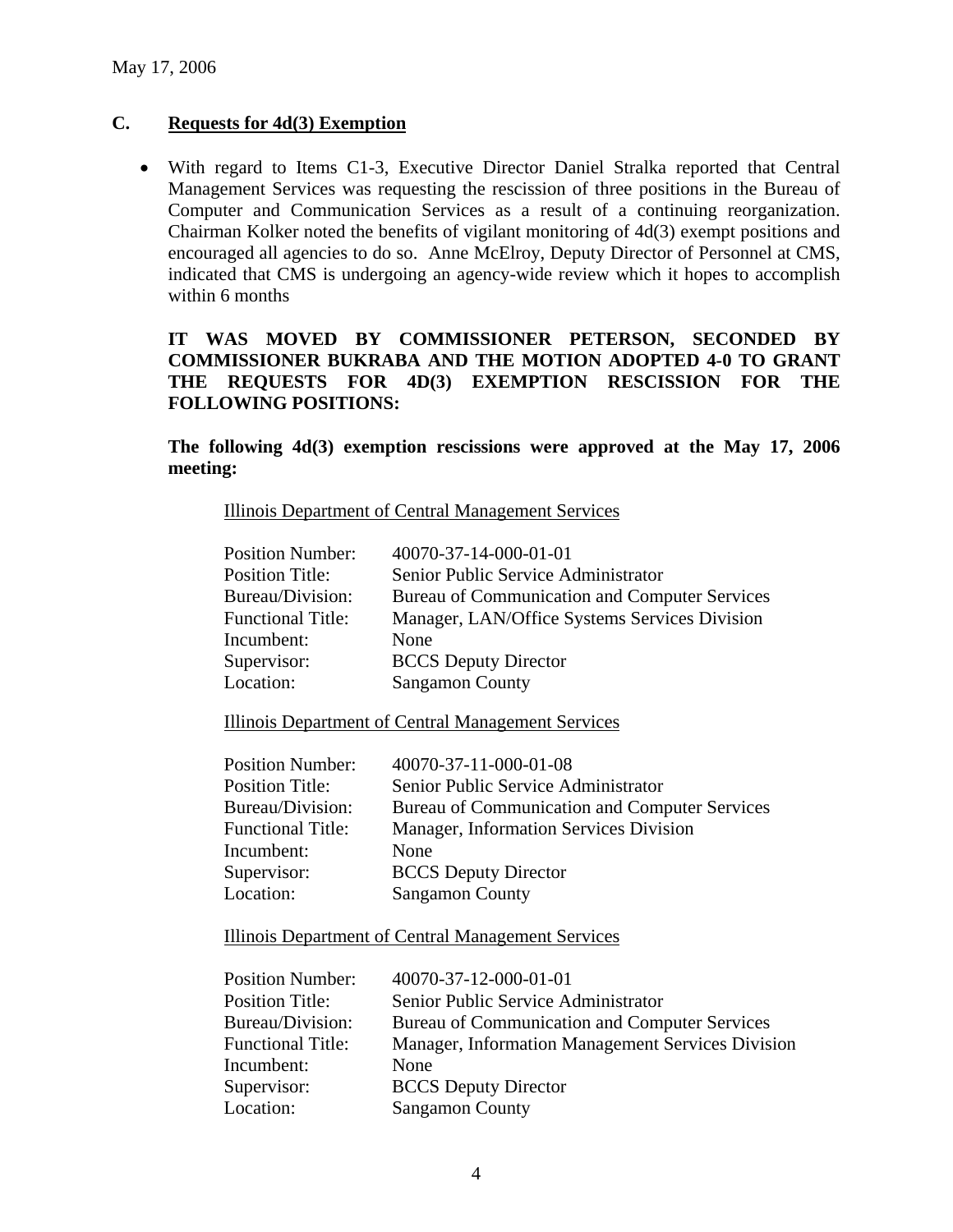May 17, 2006

## C. Requests for 4d(3) Exemption

- With regard to Items C1-3, Executive Director Daniel Stralka reported that Central Management Services was requesting the rescission of three positions in the Bureau of Computer and Communication Services as a result of a continuing reorganization. Chairman Kolker noted the benefits of vigilant monitoring of 4d(3) exempt positions and encouraged all agencies to do so. Anne McElroy, Deputy Director of Personnel at CMS, indicated that CMS is undergoing an agency-wide review which it hopes to accomplish within 6 months

**IT WAS MOVED BY COMMISSIONER PETERSON, SECONDED BY COMMISSIONER BUKRABA AND THE MOTION ADOPTED 4-0 TO GRANT THE REQUESTS FOR 4D(3) EXEMPTION RESCISSION FOR THE FOLLOWING POSITIONS:**

**The following 4d(3) exemption rescissions were approved at the May 17, 2006 meeting:**

Illinois Department of Central Management Services

| | |
|---|---|
| Position Number: | 40070-37-14-000-01-01 |
| Position Title: | Senior Public Service Administrator |
| Bureau/Division: | Bureau of Communication and Computer Services |
| Functional Title: | Manager, LAN/Office Systems Services Division |
| Incumbent: | None |
| Supervisor: | BCCS Deputy Director |
| Location: | Sangamon County |

Illinois Department of Central Management Services

| | |
|---|---|
| Position Number: | 40070-37-11-000-01-08 |
| Position Title: | Senior Public Service Administrator |
| Bureau/Division: | Bureau of Communication and Computer Services |
| Functional Title: | Manager, Information Services Division |
| Incumbent: | None |
| Supervisor: | BCCS Deputy Director |
| Location: | Sangamon County |

Illinois Department of Central Management Services

| | |
|---|---|
| Position Number: | 40070-37-12-000-01-01 |
| Position Title: | Senior Public Service Administrator |
| Bureau/Division: | Bureau of Communication and Computer Services |
| Functional Title: | Manager, Information Management Services Division |
| Incumbent: | None |
| Supervisor: | BCCS Deputy Director |
| Location: | Sangamon County |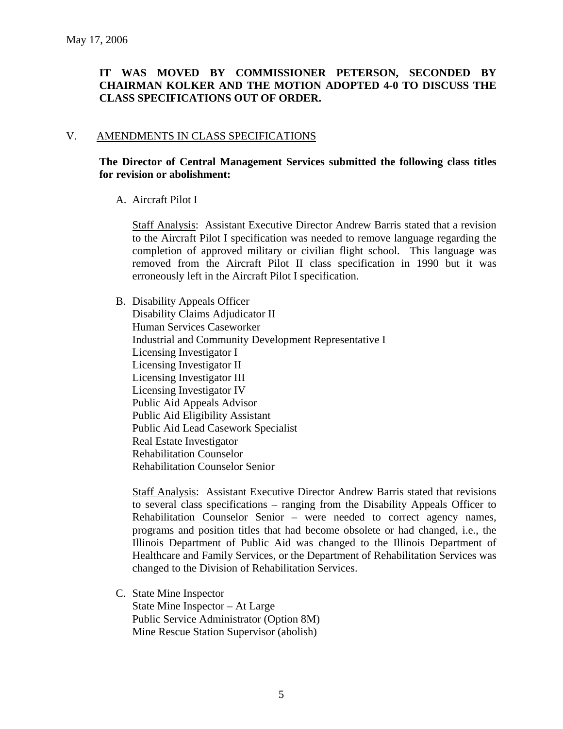May 17, 2006

**IT WAS MOVED BY COMMISSIONER PETERSON, SECONDED BY CHAIRMAN KOLKER AND THE MOTION ADOPTED 4-0 TO DISCUSS THE CLASS SPECIFICATIONS OUT OF ORDER.**

## V. AMENDMENTS IN CLASS SPECIFICATIONS

**The Director of Central Management Services submitted the following class titles for revision or abolishment:**

A. Aircraft Pilot I

Staff Analysis: Assistant Executive Director Andrew Barris stated that a revision to the Aircraft Pilot I specification was needed to remove language regarding the completion of approved military or civilian flight school. This language was removed from the Aircraft Pilot II class specification in 1990 but it was erroneously left in the Aircraft Pilot I specification.

B. Disability Appeals Officer
Disability Claims Adjudicator II
Human Services Caseworker
Industrial and Community Development Representative I
Licensing Investigator I
Licensing Investigator II
Licensing Investigator III
Licensing Investigator IV
Public Aid Appeals Advisor
Public Aid Eligibility Assistant
Public Aid Lead Casework Specialist
Real Estate Investigator
Rehabilitation Counselor
Rehabilitation Counselor Senior

Staff Analysis: Assistant Executive Director Andrew Barris stated that revisions to several class specifications – ranging from the Disability Appeals Officer to Rehabilitation Counselor Senior – were needed to correct agency names, programs and position titles that had become obsolete or had changed, i.e., the Illinois Department of Public Aid was changed to the Illinois Department of Healthcare and Family Services, or the Department of Rehabilitation Services was changed to the Division of Rehabilitation Services.

C. State Mine Inspector
State Mine Inspector – At Large
Public Service Administrator (Option 8M)
Mine Rescue Station Supervisor (abolish)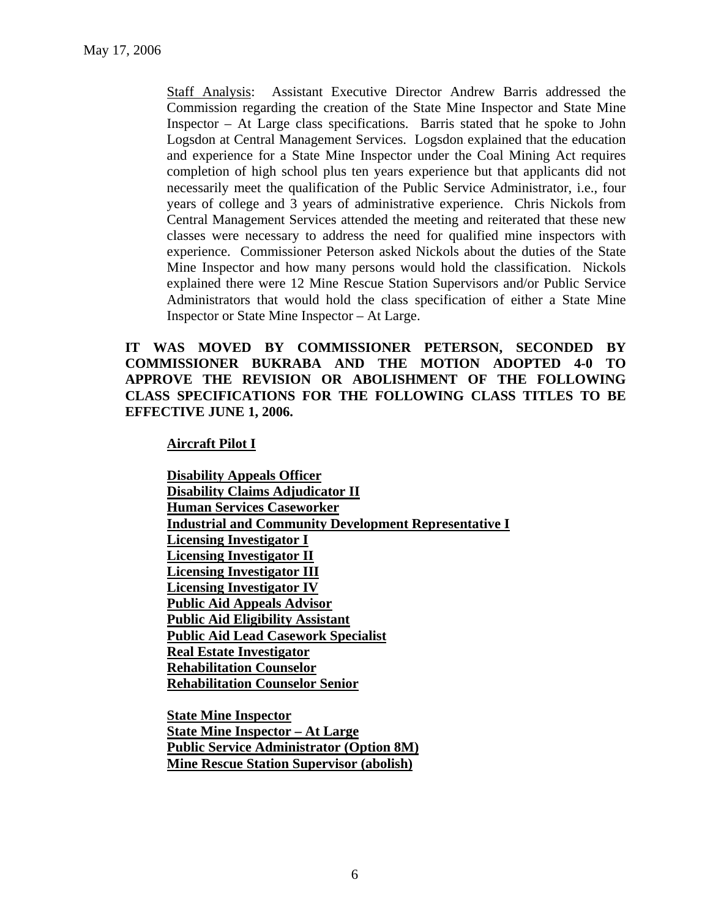Staff Analysis: Assistant Executive Director Andrew Barris addressed the Commission regarding the creation of the State Mine Inspector and State Mine Inspector – At Large class specifications. Barris stated that he spoke to John Logsdon at Central Management Services. Logsdon explained that the education and experience for a State Mine Inspector under the Coal Mining Act requires completion of high school plus ten years experience but that applicants did not necessarily meet the qualification of the Public Service Administrator, i.e., four years of college and 3 years of administrative experience. Chris Nickols from Central Management Services attended the meeting and reiterated that these new classes were necessary to address the need for qualified mine inspectors with experience. Commissioner Peterson asked Nickols about the duties of the State Mine Inspector and how many persons would hold the classification. Nickols explained there were 12 Mine Rescue Station Supervisors and/or Public Service Administrators that would hold the class specification of either a State Mine Inspector or State Mine Inspector – At Large.

**IT WAS MOVED BY COMMISSIONER PETERSON, SECONDED BY COMMISSIONER BUKRABA AND THE MOTION ADOPTED 4-0 TO APPROVE THE REVISION OR ABOLISHMENT OF THE FOLLOWING CLASS SPECIFICATIONS FOR THE FOLLOWING CLASS TITLES TO BE EFFECTIVE JUNE 1, 2006.**

**Aircraft Pilot I**

**Disability Appeals Officer**
**Disability Claims Adjudicator II**
**Human Services Caseworker**
**Industrial and Community Development Representative I**
**Licensing Investigator I**
**Licensing Investigator II**
**Licensing Investigator III**
**Licensing Investigator IV**
**Public Aid Appeals Advisor**
**Public Aid Eligibility Assistant**
**Public Aid Lead Casework Specialist**
**Real Estate Investigator**
**Rehabilitation Counselor**
**Rehabilitation Counselor Senior**

**State Mine Inspector**
**State Mine Inspector – At Large**
**Public Service Administrator (Option 8M)**
**Mine Rescue Station Supervisor (abolish)**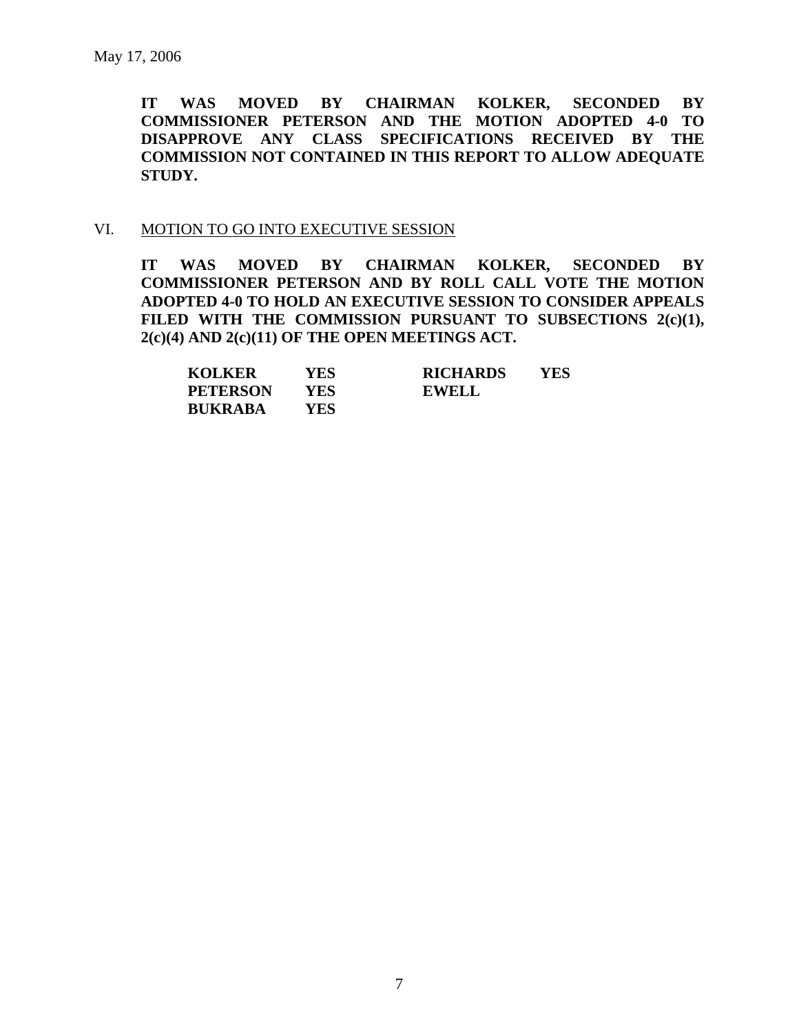May 17, 2006

**IT WAS MOVED BY CHAIRMAN KOLKER, SECONDED BY COMMISSIONER PETERSON AND THE MOTION ADOPTED 4-0 TO DISAPPROVE ANY CLASS SPECIFICATIONS RECEIVED BY THE COMMISSION NOT CONTAINED IN THIS REPORT TO ALLOW ADEQUATE STUDY.**

VI. MOTION TO GO INTO EXECUTIVE SESSION

**IT WAS MOVED BY CHAIRMAN KOLKER, SECONDED BY COMMISSIONER PETERSON AND BY ROLL CALL VOTE THE MOTION ADOPTED 4-0 TO HOLD AN EXECUTIVE SESSION TO CONSIDER APPEALS FILED WITH THE COMMISSION PURSUANT TO SUBSECTIONS 2(c)(1), 2(c)(4) AND 2(c)(11) OF THE OPEN MEETINGS ACT.**

| | | | |
|---|---|---|---|
| **KOLKER** | **YES** | **RICHARDS** | **YES** |
| **PETERSON** | **YES** | **EWELL** | |
| **BUKRABA** | **YES** | | |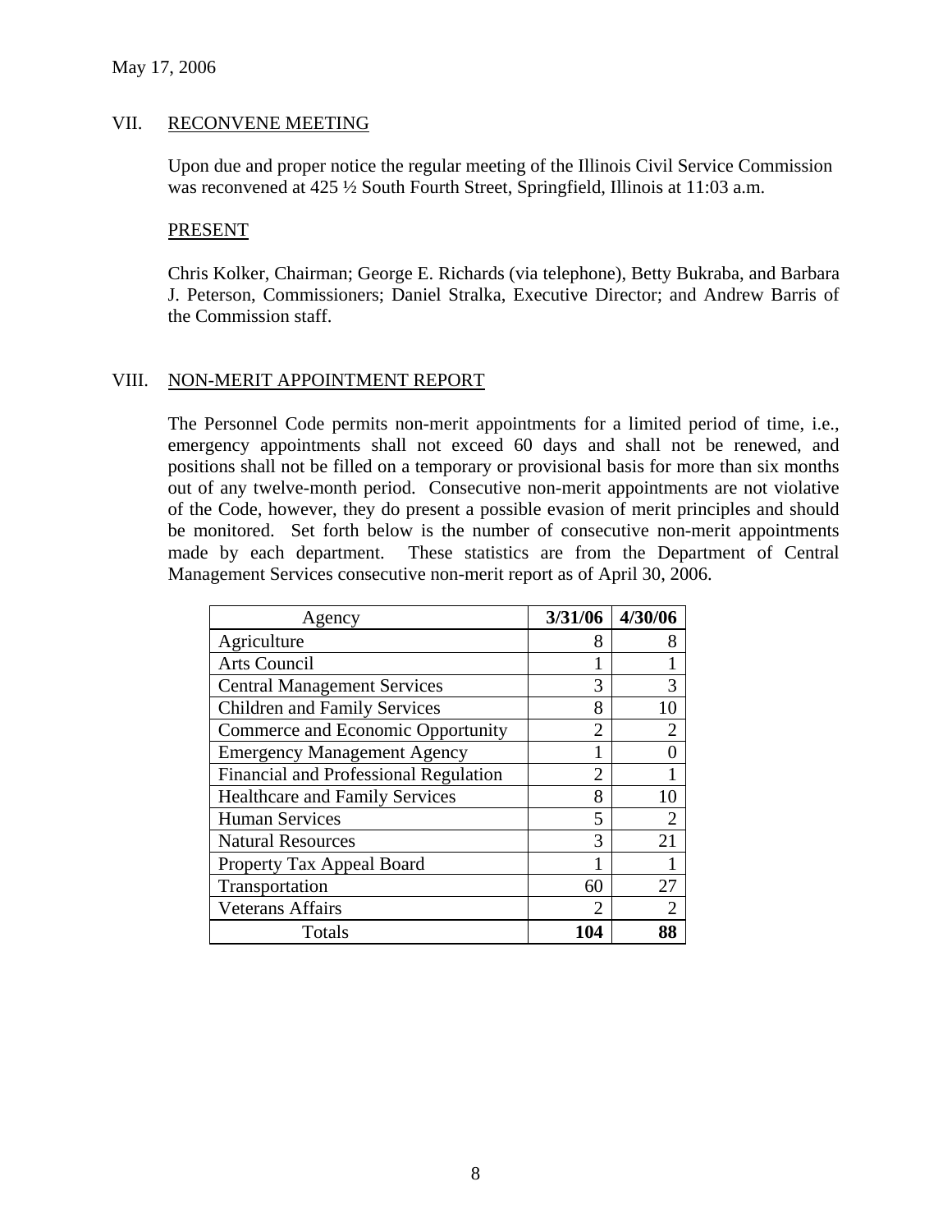May 17, 2006

## VII. RECONVENE MEETING

Upon due and proper notice the regular meeting of the Illinois Civil Service Commission was reconvened at 425 ½ South Fourth Street, Springfield, Illinois at 11:03 a.m.

### PRESENT

Chris Kolker, Chairman; George E. Richards (via telephone), Betty Bukraba, and Barbara J. Peterson, Commissioners; Daniel Stralka, Executive Director; and Andrew Barris of the Commission staff.

## VIII. NON-MERIT APPOINTMENT REPORT

The Personnel Code permits non-merit appointments for a limited period of time, i.e., emergency appointments shall not exceed 60 days and shall not be renewed, and positions shall not be filled on a temporary or provisional basis for more than six months out of any twelve-month period. Consecutive non-merit appointments are not violative of the Code, however, they do present a possible evasion of merit principles and should be monitored. Set forth below is the number of consecutive non-merit appointments made by each department. These statistics are from the Department of Central Management Services consecutive non-merit report as of April 30, 2006.

| Agency | 3/31/06 | 4/30/06 |
|---|---|---|
| Agriculture | 8 | 8 |
| Arts Council | 1 | 1 |
| Central Management Services | 3 | 3 |
| Children and Family Services | 8 | 10 |
| Commerce and Economic Opportunity | 2 | 2 |
| Emergency Management Agency | 1 | 0 |
| Financial and Professional Regulation | 2 | 1 |
| Healthcare and Family Services | 8 | 10 |
| Human Services | 5 | 2 |
| Natural Resources | 3 | 21 |
| Property Tax Appeal Board | 1 | 1 |
| Transportation | 60 | 27 |
| Veterans Affairs | 2 | 2 |
| Totals | **104** | **88** |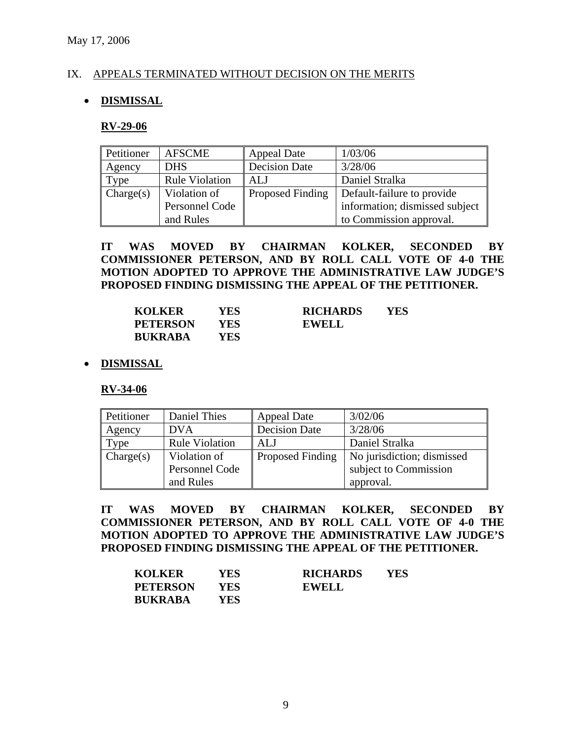May 17, 2006

IX. APPEALS TERMINATED WITHOUT DECISION ON THE MERITS

- **DISMISSAL**

**RV-29-06**

| Petitioner | AFSCME | Appeal Date | 1/03/06 |
|---|---|---|---|
| Agency | DHS | Decision Date | 3/28/06 |
| Type | Rule Violation | ALJ | Daniel Stralka |
| Charge(s) | Violation of Personnel Code and Rules | Proposed Finding | Default-failure to provide information; dismissed subject to Commission approval. |

**IT WAS MOVED BY CHAIRMAN KOLKER, SECONDED BY COMMISSIONER PETERSON, AND BY ROLL CALL VOTE OF 4-0 THE MOTION ADOPTED TO APPROVE THE ADMINISTRATIVE LAW JUDGE'S PROPOSED FINDING DISMISSING THE APPEAL OF THE PETITIONER.**

| | | | |
|---|---|---|---|
| **KOLKER** | **YES** | **RICHARDS** | **YES** |
| **PETERSON** | **YES** | **EWELL** | |
| **BUKRABA** | **YES** | | |

- **DISMISSAL**

**RV-34-06**

| Petitioner | Daniel Thies | Appeal Date | 3/02/06 |
|---|---|---|---|
| Agency | DVA | Decision Date | 3/28/06 |
| Type | Rule Violation | ALJ | Daniel Stralka |
| Charge(s) | Violation of Personnel Code and Rules | Proposed Finding | No jurisdiction; dismissed subject to Commission approval. |

**IT WAS MOVED BY CHAIRMAN KOLKER, SECONDED BY COMMISSIONER PETERSON, AND BY ROLL CALL VOTE OF 4-0 THE MOTION ADOPTED TO APPROVE THE ADMINISTRATIVE LAW JUDGE'S PROPOSED FINDING DISMISSING THE APPEAL OF THE PETITIONER.**

| | | | |
|---|---|---|---|
| **KOLKER** | **YES** | **RICHARDS** | **YES** |
| **PETERSON** | **YES** | **EWELL** | |
| **BUKRABA** | **YES** | | |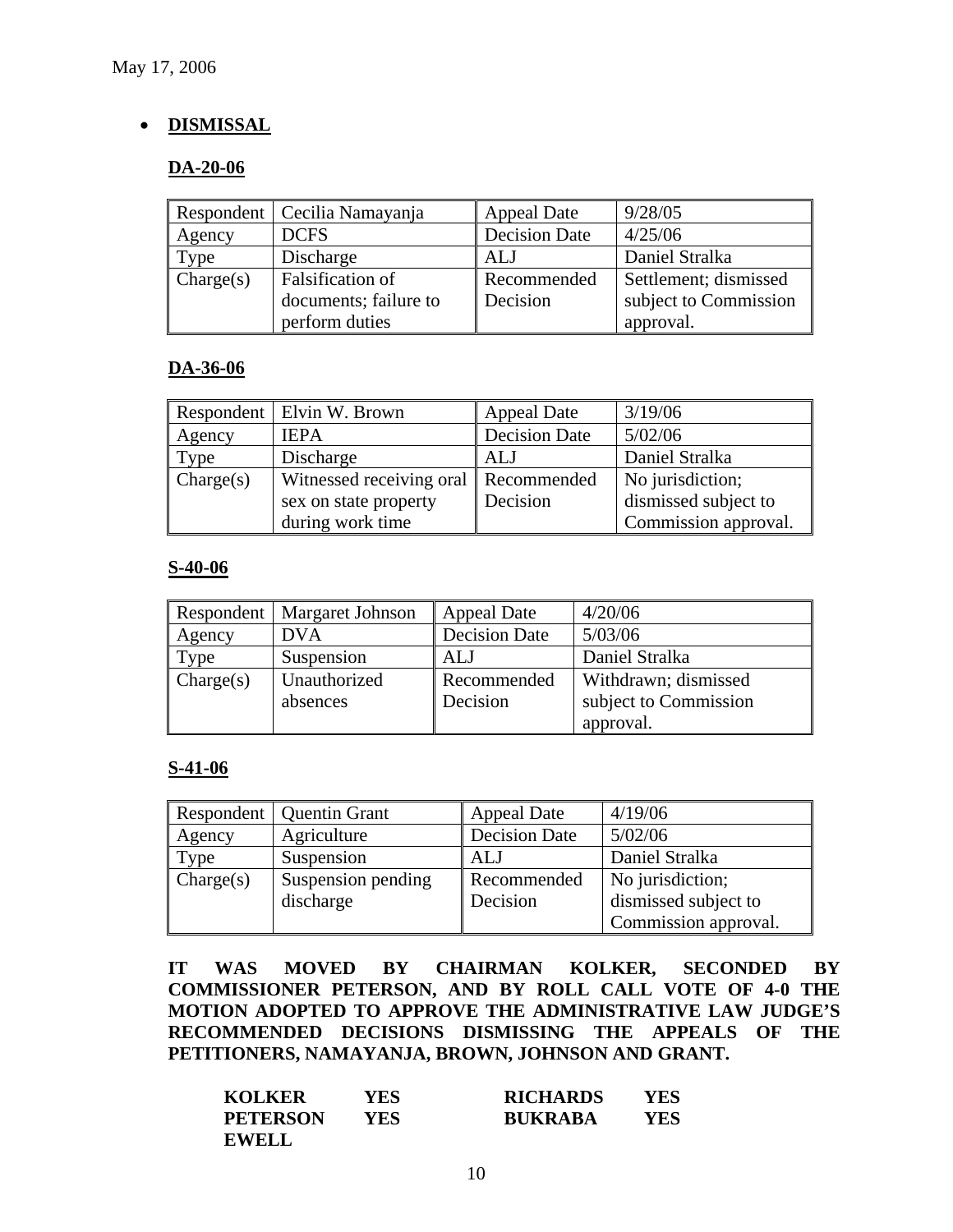May 17, 2006

- **DISMISSAL**

**DA-20-06**

| Respondent | Cecilia Namayanja | Appeal Date | 9/28/05 |
|---|---|---|---|
| Agency | DCFS | Decision Date | 4/25/06 |
| Type | Discharge | ALJ | Daniel Stralka |
| Charge(s) | Falsification of documents; failure to perform duties | Recommended Decision | Settlement; dismissed subject to Commission approval. |

**DA-36-06**

| Respondent | Elvin W. Brown | Appeal Date | 3/19/06 |
|---|---|---|---|
| Agency | IEPA | Decision Date | 5/02/06 |
| Type | Discharge | ALJ | Daniel Stralka |
| Charge(s) | Witnessed receiving oral sex on state property during work time | Recommended Decision | No jurisdiction; dismissed subject to Commission approval. |

**S-40-06**

| Respondent | Margaret Johnson | Appeal Date | 4/20/06 |
|---|---|---|---|
| Agency | DVA | Decision Date | 5/03/06 |
| Type | Suspension | ALJ | Daniel Stralka |
| Charge(s) | Unauthorized absences | Recommended Decision | Withdrawn; dismissed subject to Commission approval. |

**S-41-06**

| Respondent | Quentin Grant | Appeal Date | 4/19/06 |
|---|---|---|---|
| Agency | Agriculture | Decision Date | 5/02/06 |
| Type | Suspension | ALJ | Daniel Stralka |
| Charge(s) | Suspension pending discharge | Recommended Decision | No jurisdiction; dismissed subject to Commission approval. |

**IT WAS MOVED BY CHAIRMAN KOLKER, SECONDED BY COMMISSIONER PETERSON, AND BY ROLL CALL VOTE OF 4-0 THE MOTION ADOPTED TO APPROVE THE ADMINISTRATIVE LAW JUDGE'S RECOMMENDED DECISIONS DISMISSING THE APPEALS OF THE PETITIONERS, NAMAYANJA, BROWN, JOHNSON AND GRANT.**

| | | | |
|---|---|---|---|
| **KOLKER** | **YES** | **RICHARDS** | **YES** |
| **PETERSON** | **YES** | **BUKRABA** | **YES** |
| **EWELL** | | | |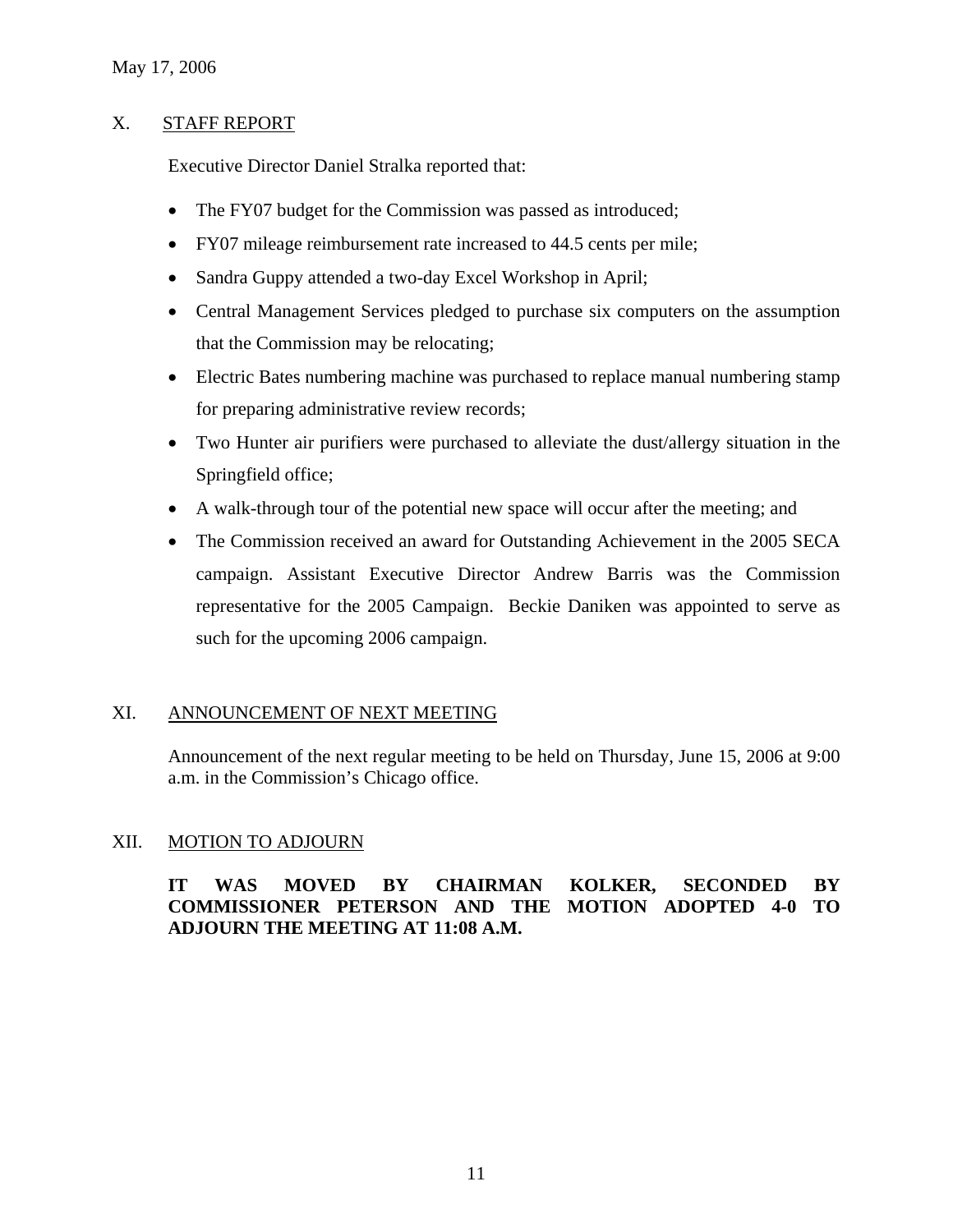May 17, 2006

## X. STAFF REPORT

Executive Director Daniel Stralka reported that:

- The FY07 budget for the Commission was passed as introduced;
- FY07 mileage reimbursement rate increased to 44.5 cents per mile;
- Sandra Guppy attended a two-day Excel Workshop in April;
- Central Management Services pledged to purchase six computers on the assumption that the Commission may be relocating;
- Electric Bates numbering machine was purchased to replace manual numbering stamp for preparing administrative review records;
- Two Hunter air purifiers were purchased to alleviate the dust/allergy situation in the Springfield office;
- A walk-through tour of the potential new space will occur after the meeting; and
- The Commission received an award for Outstanding Achievement in the 2005 SECA campaign. Assistant Executive Director Andrew Barris was the Commission representative for the 2005 Campaign. Beckie Daniken was appointed to serve as such for the upcoming 2006 campaign.

## XI. ANNOUNCEMENT OF NEXT MEETING

Announcement of the next regular meeting to be held on Thursday, June 15, 2006 at 9:00 a.m. in the Commission's Chicago office.

## XII. MOTION TO ADJOURN

**IT WAS MOVED BY CHAIRMAN KOLKER, SECONDED BY COMMISSIONER PETERSON AND THE MOTION ADOPTED 4-0 TO ADJOURN THE MEETING AT 11:08 A.M.**